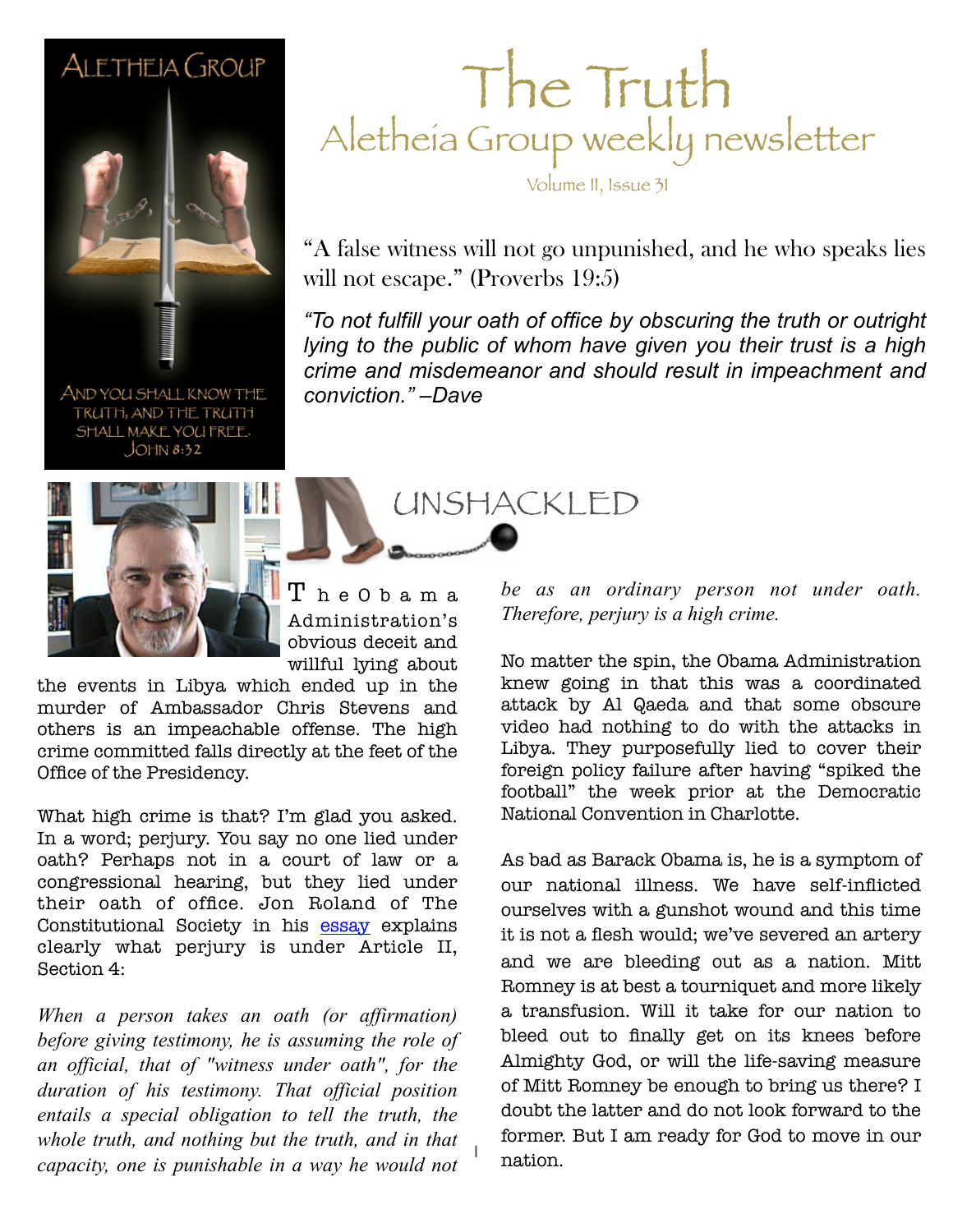ALETHEIA GROUP

AND YOU SHALL KNOW THE TRUTH, AND THE TRUTH SHALL MAKE YOU FREE. JOHN 8:32

# The Truth

## Aletheia Group weekly newsletter

Volume II, Issue 31

"A false witness will not go unpunished, and he who speaks lies will not escape." (Proverbs 19:5)

*"To not fulfill your oath of office by obscuring the truth or outright lying to the public of whom have given you their trust is a high crime and misdemeanor and should result in impeachment and conviction." –Dave*

## UNSHACKLED

The Obama Administration's obvious deceit and willful lying about the events in Libya which ended up in the murder of Ambassador Chris Stevens and others is an impeachable offense. The high crime committed falls directly at the feet of the Office of the Presidency.

What high crime is that? I'm glad you asked. In a word; perjury. You say no one lied under oath? Perhaps not in a court of law or a congressional hearing, but they lied under their oath of office. Jon Roland of The Constitutional Society in his essay explains clearly what perjury is under Article II, Section 4:

*When a person takes an oath (or affirmation) before giving testimony, he is assuming the role of an official, that of "witness under oath", for the duration of his testimony. That official position entails a special obligation to tell the truth, the whole truth, and nothing but the truth, and in that capacity, one is punishable in a way he would not be as an ordinary person not under oath. Therefore, perjury is a high crime.*

No matter the spin, the Obama Administration knew going in that this was a coordinated attack by Al Qaeda and that some obscure video had nothing to do with the attacks in Libya. They purposefully lied to cover their foreign policy failure after having "spiked the football" the week prior at the Democratic National Convention in Charlotte.

As bad as Barack Obama is, he is a symptom of our national illness. We have self-inflicted ourselves with a gunshot wound and this time it is not a flesh would; we've severed an artery and we are bleeding out as a nation. Mitt Romney is at best a tourniquet and more likely a transfusion. Will it take for our nation to bleed out to finally get on its knees before Almighty God, or will the life-saving measure of Mitt Romney be enough to bring us there? I doubt the latter and do not look forward to the former. But I am ready for God to move in our nation.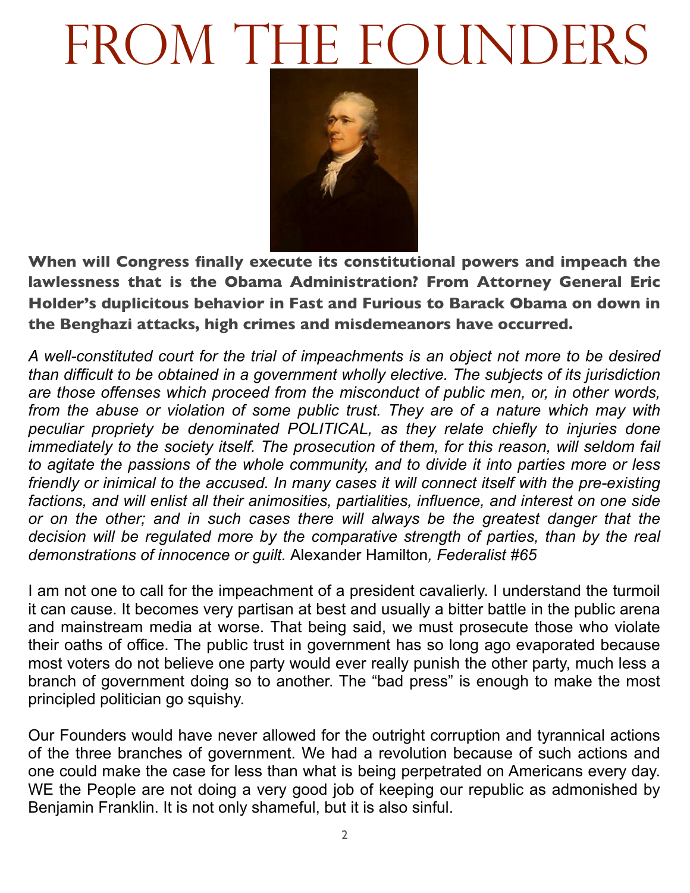# From the Founders

**When will Congress finally execute its constitutional powers and impeach the lawlessness that is the Obama Administration? From Attorney General Eric Holder's duplicitous behavior in Fast and Furious to Barack Obama on down in the Benghazi attacks, high crimes and misdemeanors have occurred.**

*A well-constituted court for the trial of impeachments is an object not more to be desired than difficult to be obtained in a government wholly elective. The subjects of its jurisdiction are those offenses which proceed from the misconduct of public men, or, in other words, from the abuse or violation of some public trust. They are of a nature which may with peculiar propriety be denominated POLITICAL, as they relate chiefly to injuries done immediately to the society itself. The prosecution of them, for this reason, will seldom fail to agitate the passions of the whole community, and to divide it into parties more or less friendly or inimical to the accused. In many cases it will connect itself with the pre-existing factions, and will enlist all their animosities, partialities, influence, and interest on one side or on the other; and in such cases there will always be the greatest danger that the decision will be regulated more by the comparative strength of parties, than by the real demonstrations of innocence or guilt.* Alexander Hamilton, *Federalist #65*

I am not one to call for the impeachment of a president cavalierly. I understand the turmoil it can cause. It becomes very partisan at best and usually a bitter battle in the public arena and mainstream media at worse. That being said, we must prosecute those who violate their oaths of office. The public trust in government has so long ago evaporated because most voters do not believe one party would ever really punish the other party, much less a branch of government doing so to another. The "bad press" is enough to make the most principled politician go squishy.

Our Founders would have never allowed for the outright corruption and tyrannical actions of the three branches of government. We had a revolution because of such actions and one could make the case for less than what is being perpetrated on Americans every day. WE the People are not doing a very good job of keeping our republic as admonished by Benjamin Franklin. It is not only shameful, but it is also sinful.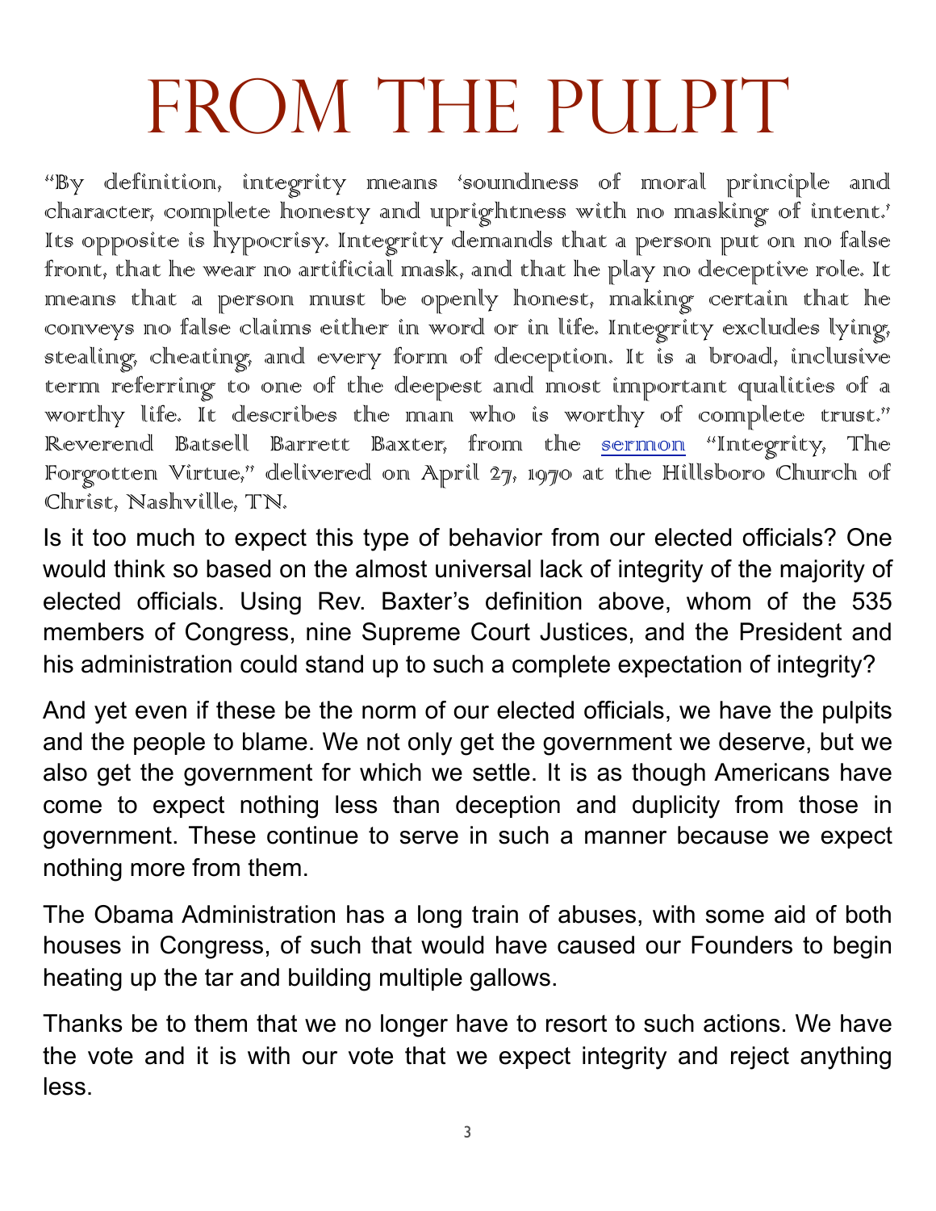# From the Pulpit

"By definition, integrity means 'soundness of moral principle and character, complete honesty and uprightness with no masking of intent.' Its opposite is hypocrisy. Integrity demands that a person put on no false front, that he wear no artificial mask, and that he play no deceptive role. It means that a person must be openly honest, making certain that he conveys no false claims either in word or in life. Integrity excludes lying, stealing, cheating, and every form of deception. It is a broad, inclusive term referring to one of the deepest and most important qualities of a worthy life. It describes the man who is worthy of complete trust." Reverend Batsell Barrett Baxter, from the sermon "Integrity, The Forgotten Virtue," delivered on April 27, 1970 at the Hillsboro Church of Christ, Nashville, TN.

Is it too much to expect this type of behavior from our elected officials? One would think so based on the almost universal lack of integrity of the majority of elected officials. Using Rev. Baxter's definition above, whom of the 535 members of Congress, nine Supreme Court Justices, and the President and his administration could stand up to such a complete expectation of integrity?

And yet even if these be the norm of our elected officials, we have the pulpits and the people to blame. We not only get the government we deserve, but we also get the government for which we settle. It is as though Americans have come to expect nothing less than deception and duplicity from those in government. These continue to serve in such a manner because we expect nothing more from them.

The Obama Administration has a long train of abuses, with some aid of both houses in Congress, of such that would have caused our Founders to begin heating up the tar and building multiple gallows.

Thanks be to them that we no longer have to resort to such actions. We have the vote and it is with our vote that we expect integrity and reject anything less.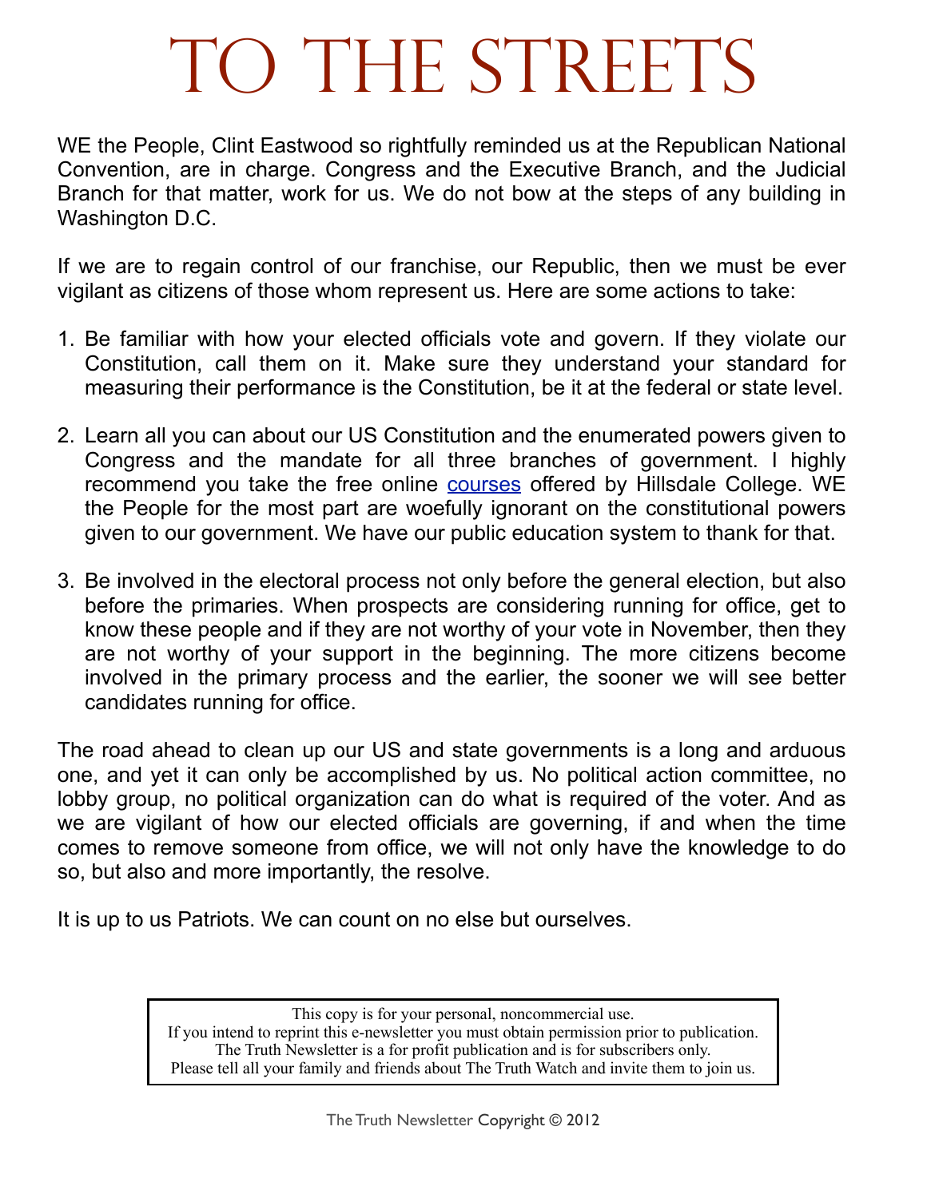# TO THE STREETS

WE the People, Clint Eastwood so rightfully reminded us at the Republican National Convention, are in charge. Congress and the Executive Branch, and the Judicial Branch for that matter, work for us. We do not bow at the steps of any building in Washington D.C.

If we are to regain control of our franchise, our Republic, then we must be ever vigilant as citizens of those whom represent us. Here are some actions to take:

1. Be familiar with how your elected officials vote and govern. If they violate our Constitution, call them on it. Make sure they understand your standard for measuring their performance is the Constitution, be it at the federal or state level.

2. Learn all you can about our US Constitution and the enumerated powers given to Congress and the mandate for all three branches of government. I highly recommend you take the free online courses offered by Hillsdale College. WE the People for the most part are woefully ignorant on the constitutional powers given to our government. We have our public education system to thank for that.

3. Be involved in the electoral process not only before the general election, but also before the primaries. When prospects are considering running for office, get to know these people and if they are not worthy of your vote in November, then they are not worthy of your support in the beginning. The more citizens become involved in the primary process and the earlier, the sooner we will see better candidates running for office.

The road ahead to clean up our US and state governments is a long and arduous one, and yet it can only be accomplished by us. No political action committee, no lobby group, no political organization can do what is required of the voter. And as we are vigilant of how our elected officials are governing, if and when the time comes to remove someone from office, we will not only have the knowledge to do so, but also and more importantly, the resolve.

It is up to us Patriots. We can count on no else but ourselves.

This copy is for your personal, noncommercial use.
If you intend to reprint this e-newsletter you must obtain permission prior to publication.
The Truth Newsletter is a for profit publication and is for subscribers only.
Please tell all your family and friends about The Truth Watch and invite them to join us.

The Truth Newsletter Copyright © 2012